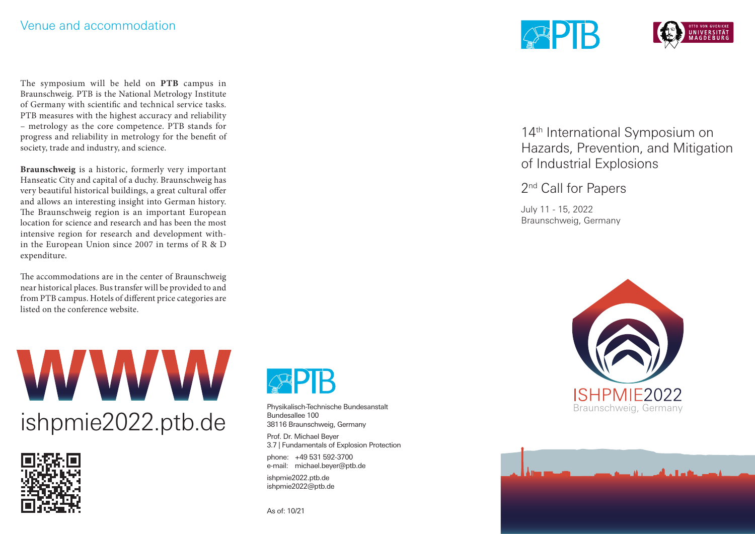## Venue and accommodation

The symposium will be held on **PTB** campus in Braunschweig. PTB is the National Metrology Institute of Germany with scientific and technical service tasks. PTB measures with the highest accuracy and reliability – metrology as the core competence. PTB stands for progress and reliability in metrology for the benefit of society, trade and industry, and science.

**Braunschweig** is a historic, formerly very important Hanseatic City and capital of a duchy. Braunschweig has very beautiful historical buildings, a great cultural offer and allows an interesting insight into German history. The Braunschweig region is an important European location for science and research and has been the most intensive region for research and development within the European Union since 2007 in terms of R & D expenditure.

The accommodations are in the center of Braunschweig near historical places. Bus transfer will be provided to and from PTB campus. Hotels of different price categories are listed on the conference website.

WWW

ishpmie2022.ptb.de

PTB

Physikalisch-Technische Bundesanstalt
Bundesallee 100
38116 Braunschweig, Germany

Prof. Dr. Michael Beyer
3.7 | Fundamentals of Explosion Protection

phone: +49 531 592-3700
e-mail: michael.beyer@ptb.de

ishpmie2022.ptb.de
ishpmie2022@ptb.de

As of: 10/21

PTB

OTTO VON GUERICKE UNIVERSITÄT MAGDEBURG

# 14th International Symposium on Hazards, Prevention, and Mitigation of Industrial Explosions

## 2nd Call for Papers

July 11 - 15, 2022
Braunschweig, Germany

ISHPMIE2022
Braunschweig, Germany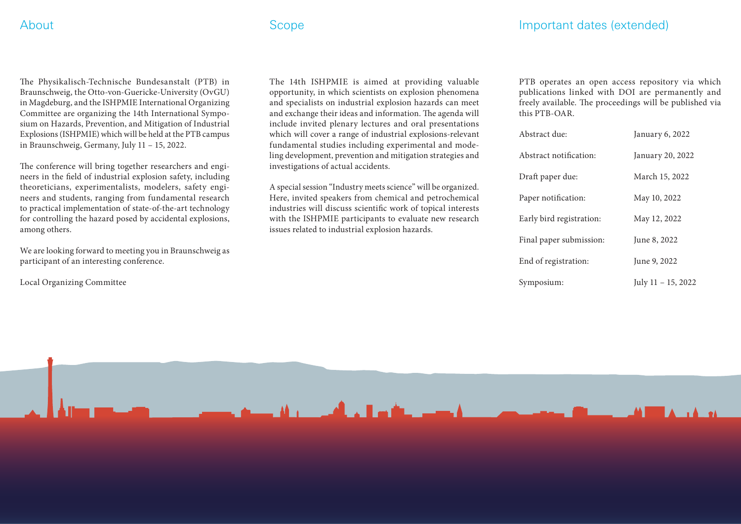## About

The Physikalisch-Technische Bundesanstalt (PTB) in Braunschweig, the Otto-von-Guericke-University (OvGU) in Magdeburg, and the ISHPMIE International Organizing Committee are organizing the 14th International Symposium on Hazards, Prevention, and Mitigation of Industrial Explosions (ISHPMIE) which will be held at the PTB campus in Braunschweig, Germany, July 11 – 15, 2022.

The conference will bring together researchers and engineers in the field of industrial explosion safety, including theoreticians, experimentalists, modelers, safety engineers and students, ranging from fundamental research to practical implementation of state-of-the-art technology for controlling the hazard posed by accidental explosions, among others.

We are looking forward to meeting you in Braunschweig as participant of an interesting conference.

Local Organizing Committee

## Scope

The 14th ISHPMIE is aimed at providing valuable opportunity, in which scientists on explosion phenomena and specialists on industrial explosion hazards can meet and exchange their ideas and information. The agenda will include invited plenary lectures and oral presentations which will cover a range of industrial explosions-relevant fundamental studies including experimental and modeling development, prevention and mitigation strategies and investigations of actual accidents.

A special session "Industry meets science" will be organized. Here, invited speakers from chemical and petrochemical industries will discuss scientific work of topical interests with the ISHPMIE participants to evaluate new research issues related to industrial explosion hazards.

## Important dates (extended)

PTB operates an open access repository via which publications linked with DOI are permanently and freely available. The proceedings will be published via this PTB-OAR.

| | |
|---|---|
| Abstract due: | January 6, 2022 |
| Abstract notification: | January 20, 2022 |
| Draft paper due: | March 15, 2022 |
| Paper notification: | May 10, 2022 |
| Early bird registration: | May 12, 2022 |
| Final paper submission: | June 8, 2022 |
| End of registration: | June 9, 2022 |
| Symposium: | July 11 – 15, 2022 |